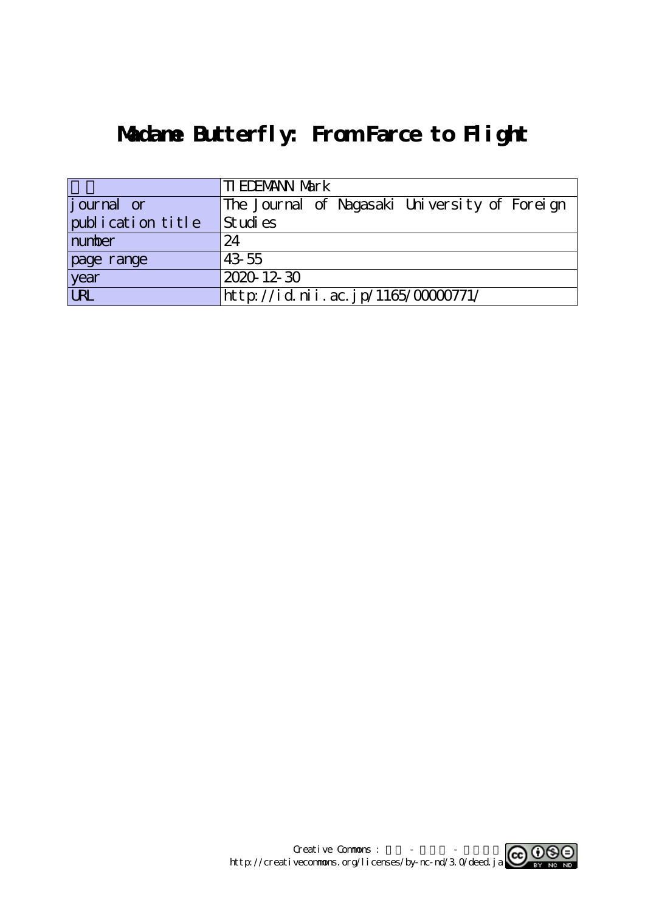# Madame Butterfly: From Farce to Flight

| | |
|---|---|
| 著者 | TIEDEMANN Mark |
| journal or publication title | The Journal of Nagasaki University of Foreign Studies |
| number | 24 |
| page range | 43-55 |
| year | 2020-12-30 |
| URL | http://id.nii.ac.jp/1165/00000771/ |

Creative Commons : 表示 - 非営利 - 改変禁止
http://creativecommons.org/licenses/by-nc-nd/3.0/deed.ja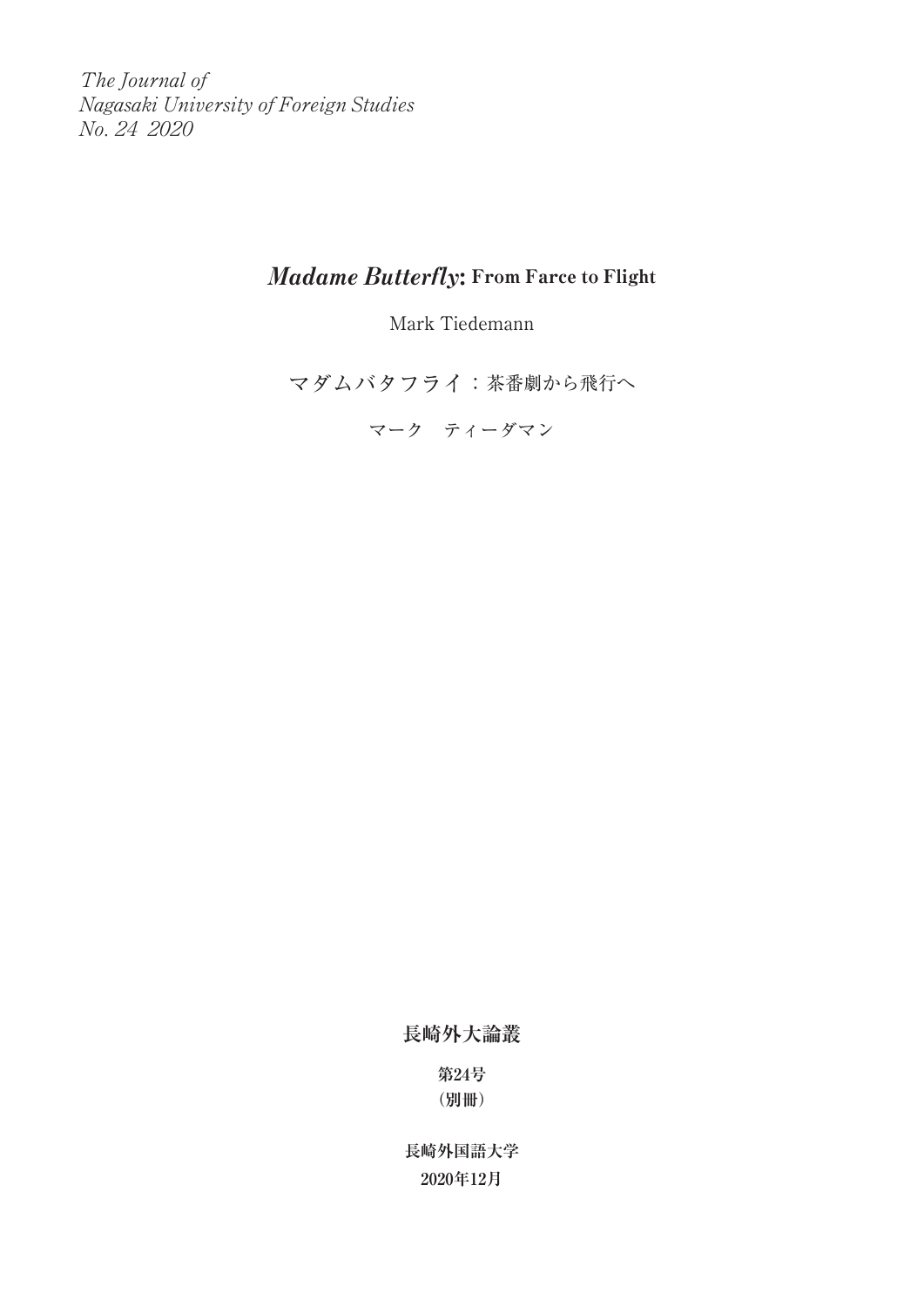*The Journal of*
*Nagasaki University of Foreign Studies*
*No. 24 2020*

# *Madame Butterfly*: From Farce to Flight

Mark Tiedemann

## マダムバタフライ：茶番劇から飛行へ

マーク　ティーダマン

**長崎外大論叢**

**第24号**
**（別冊）**

**長崎外国語大学**
**2020年12月**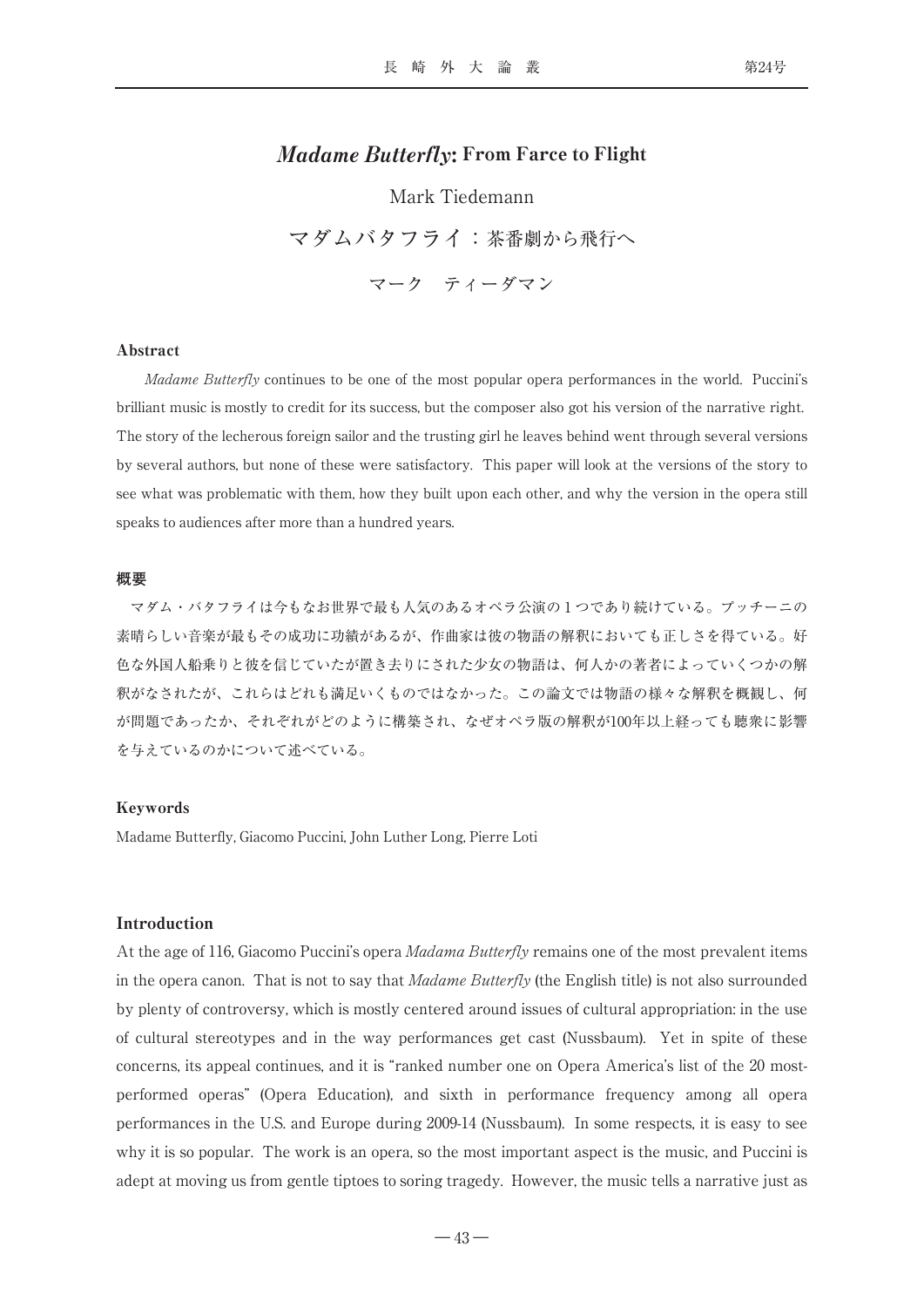# *Madame Butterfly*: From Farce to Flight

Mark Tiedemann

マダムバタフライ：茶番劇から飛行へ

マーク　ティーダマン

### Abstract

*Madame Butterfly* continues to be one of the most popular opera performances in the world. Puccini's brilliant music is mostly to credit for its success, but the composer also got his version of the narrative right. The story of the lecherous foreign sailor and the trusting girl he leaves behind went through several versions by several authors, but none of these were satisfactory. This paper will look at the versions of the story to see what was problematic with them, how they built upon each other, and why the version in the opera still speaks to audiences after more than a hundred years.

### 概要

マダム・バタフライは今もなお世界で最も人気のあるオペラ公演の１つであり続けている。プッチーニの素晴らしい音楽が最もその成功に功績があるが、作曲家は彼の物語の解釈においても正しさを得ている。好色な外国人船乗りと彼を信じていたが置き去りにされた少女の物語は、何人かの著者によっていくつかの解釈がなされたが、これらはどれも満足いくものではなかった。この論文では物語の様々な解釈を概観し、何が問題であったか、それぞれがどのように構築され、なぜオペラ版の解釈が100年以上経っても聴衆に影響を与えているのかについて述べている。

### Keywords

Madame Butterfly, Giacomo Puccini, John Luther Long, Pierre Loti

### Introduction

At the age of 116, Giacomo Puccini's opera *Madama Butterfly* remains one of the most prevalent items in the opera canon. That is not to say that *Madame Butterfly* (the English title) is not also surrounded by plenty of controversy, which is mostly centered around issues of cultural appropriation: in the use of cultural stereotypes and in the way performances get cast (Nussbaum). Yet in spite of these concerns, its appeal continues, and it is "ranked number one on Opera America's list of the 20 most-performed operas" (Opera Education), and sixth in performance frequency among all opera performances in the U.S. and Europe during 2009-14 (Nussbaum). In some respects, it is easy to see why it is so popular. The work is an opera, so the most important aspect is the music, and Puccini is adept at moving us from gentle tiptoes to soring tragedy. However, the music tells a narrative just as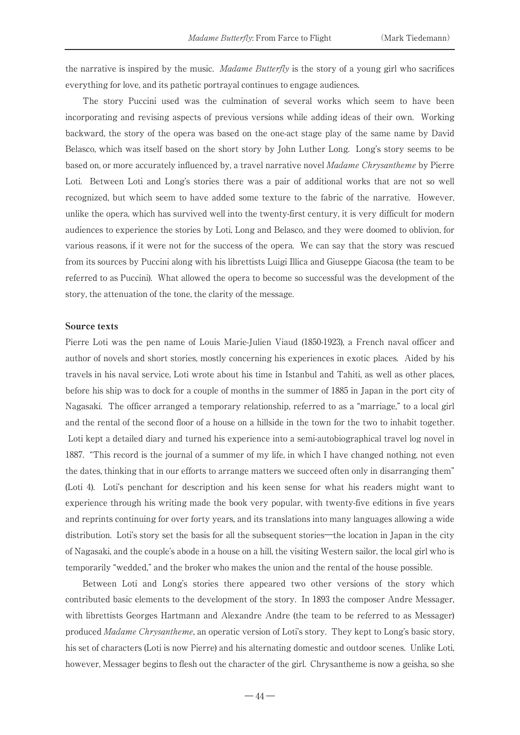the narrative is inspired by the music. *Madame Butterfly* is the story of a young girl who sacrifices everything for love, and its pathetic portrayal continues to engage audiences.

The story Puccini used was the culmination of several works which seem to have been incorporating and revising aspects of previous versions while adding ideas of their own. Working backward, the story of the opera was based on the one-act stage play of the same name by David Belasco, which was itself based on the short story by John Luther Long. Long's story seems to be based on, or more accurately influenced by, a travel narrative novel *Madame Chrysantheme* by Pierre Loti. Between Loti and Long's stories there was a pair of additional works that are not so well recognized, but which seem to have added some texture to the fabric of the narrative. However, unlike the opera, which has survived well into the twenty-first century, it is very difficult for modern audiences to experience the stories by Loti, Long and Belasco, and they were doomed to oblivion, for various reasons, if it were not for the success of the opera. We can say that the story was rescued from its sources by Puccini along with his librettists Luigi Illica and Giuseppe Giacosa (the team to be referred to as Puccini). What allowed the opera to become so successful was the development of the story, the attenuation of the tone, the clarity of the message.

**Source texts**

Pierre Loti was the pen name of Louis Marie-Julien Viaud (1850-1923), a French naval officer and author of novels and short stories, mostly concerning his experiences in exotic places. Aided by his travels in his naval service, Loti wrote about his time in Istanbul and Tahiti, as well as other places, before his ship was to dock for a couple of months in the summer of 1885 in Japan in the port city of Nagasaki. The officer arranged a temporary relationship, referred to as a "marriage," to a local girl and the rental of the second floor of a house on a hillside in the town for the two to inhabit together. Loti kept a detailed diary and turned his experience into a semi-autobiographical travel log novel in 1887. "This record is the journal of a summer of my life, in which I have changed nothing, not even the dates, thinking that in our efforts to arrange matters we succeed often only in disarranging them" (Loti 4). Loti's penchant for description and his keen sense for what his readers might want to experience through his writing made the book very popular, with twenty-five editions in five years and reprints continuing for over forty years, and its translations into many languages allowing a wide distribution. Loti's story set the basis for all the subsequent stories—the location in Japan in the city of Nagasaki, and the couple's abode in a house on a hill, the visiting Western sailor, the local girl who is temporarily "wedded," and the broker who makes the union and the rental of the house possible.

Between Loti and Long's stories there appeared two other versions of the story which contributed basic elements to the development of the story. In 1893 the composer Andre Messager, with librettists Georges Hartmann and Alexandre Andre (the team to be referred to as Messager) produced *Madame Chrysantheme*, an operatic version of Loti's story. They kept to Long's basic story, his set of characters (Loti is now Pierre) and his alternating domestic and outdoor scenes. Unlike Loti, however, Messager begins to flesh out the character of the girl. Chrysantheme is now a geisha, so she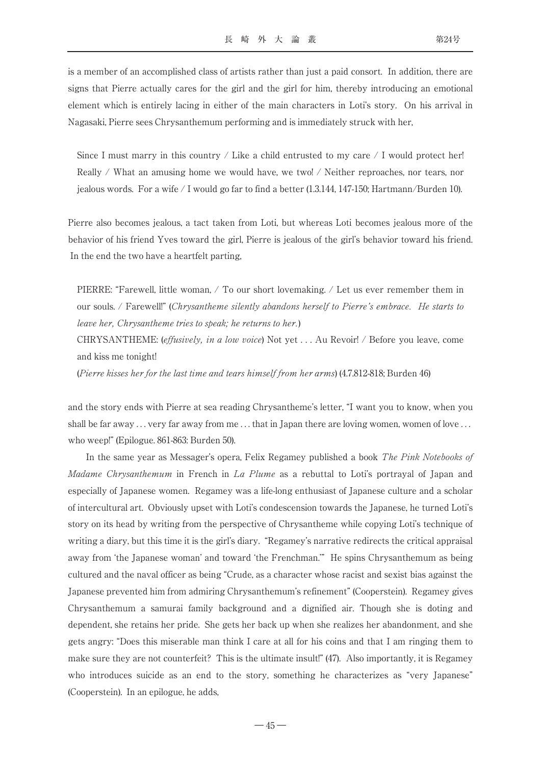is a member of an accomplished class of artists rather than just a paid consort. In addition, there are signs that Pierre actually cares for the girl and the girl for him, thereby introducing an emotional element which is entirely lacing in either of the main characters in Loti's story. On his arrival in Nagasaki, Pierre sees Chrysanthemum performing and is immediately struck with her,

> Since I must marry in this country / Like a child entrusted to my care / I would protect her! Really / What an amusing home we would have, we two! / Neither reproaches, nor tears, nor jealous words. For a wife / I would go far to find a better (1.3.144, 147-150; Hartmann/Burden 10).

Pierre also becomes jealous, a tact taken from Loti, but whereas Loti becomes jealous more of the behavior of his friend Yves toward the girl, Pierre is jealous of the girl's behavior toward his friend. In the end the two have a heartfelt parting,

> PIERRE: "Farewell, little woman, / To our short lovemaking. / Let us ever remember them in our souls. / Farewell!" (*Chrysantheme silently abandons herself to Pierre's embrace. He starts to leave her, Chrysantheme tries to speak; he returns to her.*)
>
> CHRYSANTHEME: (*effusively, in a low voice*) Not yet . . . Au Revoir! / Before you leave, come and kiss me tonight!
>
> (*Pierre kisses her for the last time and tears himself from her arms*) (4.7.812-818; Burden 46)

and the story ends with Pierre at sea reading Chrysantheme's letter, "I want you to know, when you shall be far away . . . very far away from me . . . that in Japan there are loving women, women of love . . . who weep!" (Epilogue. 861-863: Burden 50).

In the same year as Messager's opera, Felix Regamey published a book *The Pink Notebooks of Madame Chrysanthemum* in French in *La Plume* as a rebuttal to Loti's portrayal of Japan and especially of Japanese women. Regamey was a life-long enthusiast of Japanese culture and a scholar of intercultural art. Obviously upset with Loti's condescension towards the Japanese, he turned Loti's story on its head by writing from the perspective of Chrysantheme while copying Loti's technique of writing a diary, but this time it is the girl's diary. "Regamey's narrative redirects the critical appraisal away from 'the Japanese woman' and toward 'the Frenchman.'" He spins Chrysanthemum as being cultured and the naval officer as being "Crude, as a character whose racist and sexist bias against the Japanese prevented him from admiring Chrysanthemum's refinement" (Cooperstein). Regamey gives Chrysanthemum a samurai family background and a dignified air. Though she is doting and dependent, she retains her pride. She gets her back up when she realizes her abandonment, and she gets angry: "Does this miserable man think I care at all for his coins and that I am ringing them to make sure they are not counterfeit? This is the ultimate insult!" (47). Also importantly, it is Regamey who introduces suicide as an end to the story, something he characterizes as "very Japanese" (Cooperstein). In an epilogue, he adds,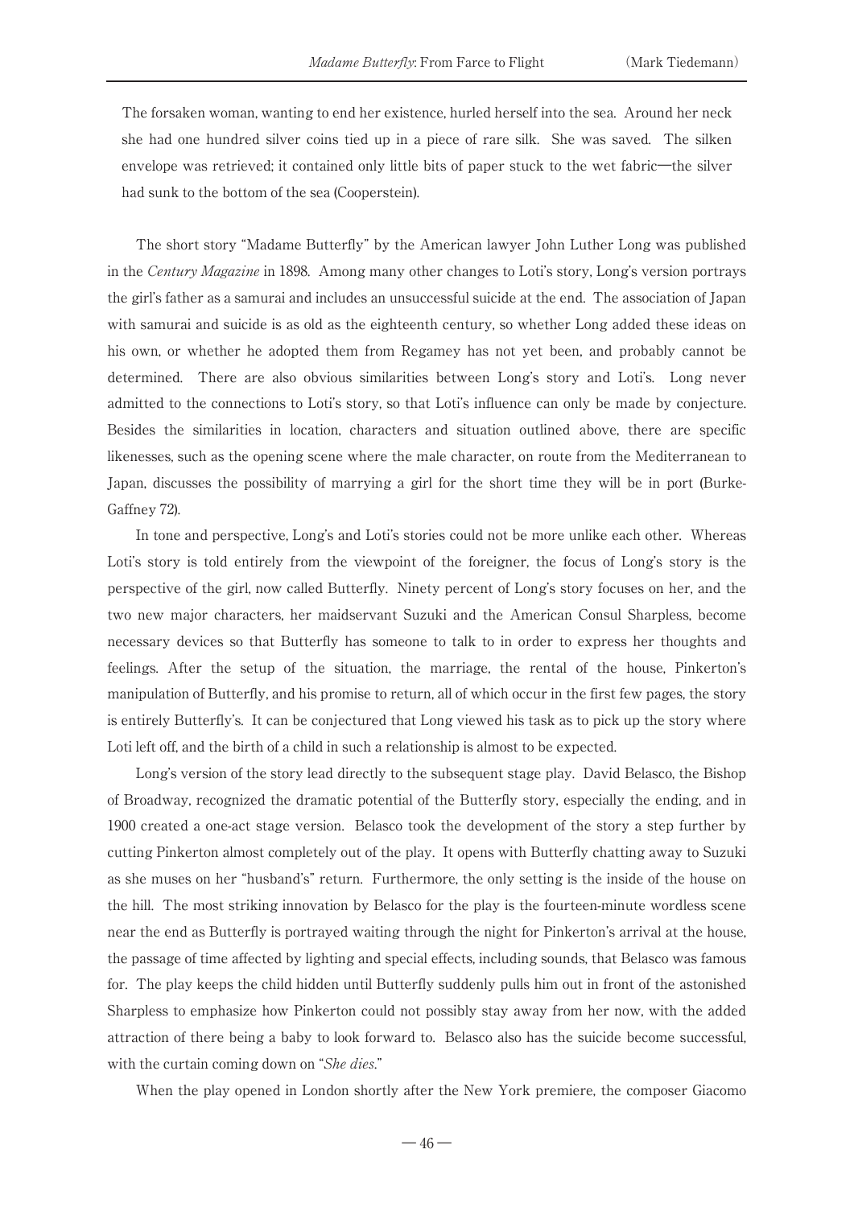The forsaken woman, wanting to end her existence, hurled herself into the sea. Around her neck she had one hundred silver coins tied up in a piece of rare silk. She was saved. The silken envelope was retrieved; it contained only little bits of paper stuck to the wet fabric—the silver had sunk to the bottom of the sea (Cooperstein).

The short story "Madame Butterfly" by the American lawyer John Luther Long was published in the *Century Magazine* in 1898. Among many other changes to Loti's story, Long's version portrays the girl's father as a samurai and includes an unsuccessful suicide at the end. The association of Japan with samurai and suicide is as old as the eighteenth century, so whether Long added these ideas on his own, or whether he adopted them from Regamey has not yet been, and probably cannot be determined. There are also obvious similarities between Long's story and Loti's. Long never admitted to the connections to Loti's story, so that Loti's influence can only be made by conjecture. Besides the similarities in location, characters and situation outlined above, there are specific likenesses, such as the opening scene where the male character, on route from the Mediterranean to Japan, discusses the possibility of marrying a girl for the short time they will be in port (Burke-Gaffney 72).

In tone and perspective, Long's and Loti's stories could not be more unlike each other. Whereas Loti's story is told entirely from the viewpoint of the foreigner, the focus of Long's story is the perspective of the girl, now called Butterfly. Ninety percent of Long's story focuses on her, and the two new major characters, her maidservant Suzuki and the American Consul Sharpless, become necessary devices so that Butterfly has someone to talk to in order to express her thoughts and feelings. After the setup of the situation, the marriage, the rental of the house, Pinkerton's manipulation of Butterfly, and his promise to return, all of which occur in the first few pages, the story is entirely Butterfly's. It can be conjectured that Long viewed his task as to pick up the story where Loti left off, and the birth of a child in such a relationship is almost to be expected.

Long's version of the story lead directly to the subsequent stage play. David Belasco, the Bishop of Broadway, recognized the dramatic potential of the Butterfly story, especially the ending, and in 1900 created a one-act stage version. Belasco took the development of the story a step further by cutting Pinkerton almost completely out of the play. It opens with Butterfly chatting away to Suzuki as she muses on her "husband's" return. Furthermore, the only setting is the inside of the house on the hill. The most striking innovation by Belasco for the play is the fourteen-minute wordless scene near the end as Butterfly is portrayed waiting through the night for Pinkerton's arrival at the house, the passage of time affected by lighting and special effects, including sounds, that Belasco was famous for. The play keeps the child hidden until Butterfly suddenly pulls him out in front of the astonished Sharpless to emphasize how Pinkerton could not possibly stay away from her now, with the added attraction of there being a baby to look forward to. Belasco also has the suicide become successful, with the curtain coming down on "*She dies*."

When the play opened in London shortly after the New York premiere, the composer Giacomo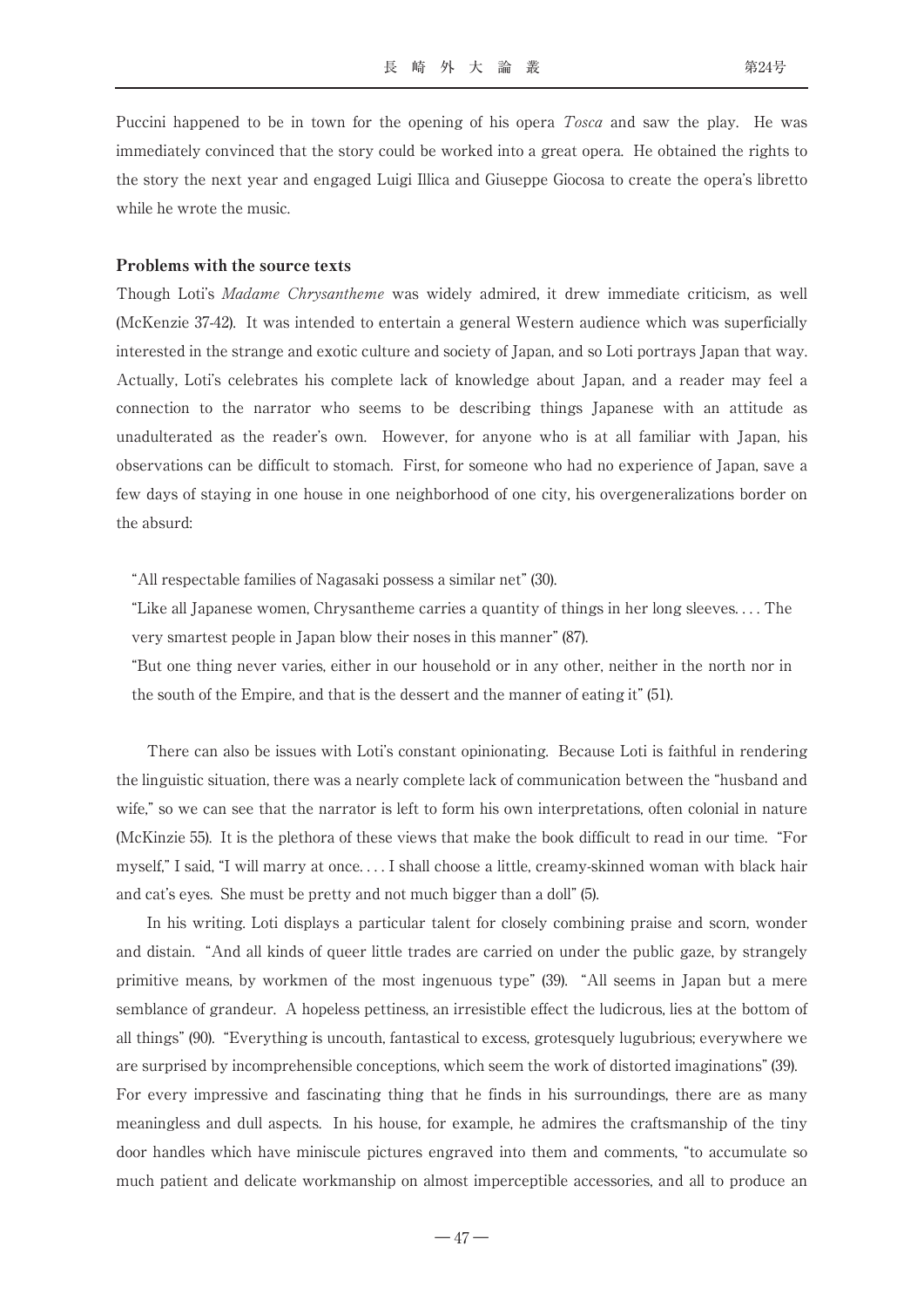Puccini happened to be in town for the opening of his opera *Tosca* and saw the play. He was immediately convinced that the story could be worked into a great opera. He obtained the rights to the story the next year and engaged Luigi Illica and Giuseppe Giocosa to create the opera's libretto while he wrote the music.

### Problems with the source texts

Though Loti's *Madame Chrysantheme* was widely admired, it drew immediate criticism, as well (McKenzie 37-42). It was intended to entertain a general Western audience which was superficially interested in the strange and exotic culture and society of Japan, and so Loti portrays Japan that way. Actually, Loti's celebrates his complete lack of knowledge about Japan, and a reader may feel a connection to the narrator who seems to be describing things Japanese with an attitude as unadulterated as the reader's own. However, for anyone who is at all familiar with Japan, his observations can be difficult to stomach. First, for someone who had no experience of Japan, save a few days of staying in one house in one neighborhood of one city, his overgeneralizations border on the absurd:

"All respectable families of Nagasaki possess a similar net" (30).
"Like all Japanese women, Chrysantheme carries a quantity of things in her long sleeves. . . . The very smartest people in Japan blow their noses in this manner" (87).
"But one thing never varies, either in our household or in any other, neither in the north nor in the south of the Empire, and that is the dessert and the manner of eating it" (51).

There can also be issues with Loti's constant opinionating. Because Loti is faithful in rendering the linguistic situation, there was a nearly complete lack of communication between the "husband and wife," so we can see that the narrator is left to form his own interpretations, often colonial in nature (McKinzie 55). It is the plethora of these views that make the book difficult to read in our time. "For myself," I said, "I will marry at once. . . . I shall choose a little, creamy-skinned woman with black hair and cat's eyes. She must be pretty and not much bigger than a doll" (5).

In his writing. Loti displays a particular talent for closely combining praise and scorn, wonder and distain. "And all kinds of queer little trades are carried on under the public gaze, by strangely primitive means, by workmen of the most ingenuous type" (39). "All seems in Japan but a mere semblance of grandeur. A hopeless pettiness, an irresistible effect the ludicrous, lies at the bottom of all things" (90). "Everything is uncouth, fantastical to excess, grotesquely lugubrious; everywhere we are surprised by incomprehensible conceptions, which seem the work of distorted imaginations" (39). For every impressive and fascinating thing that he finds in his surroundings, there are as many meaningless and dull aspects. In his house, for example, he admires the craftsmanship of the tiny door handles which have miniscule pictures engraved into them and comments, "to accumulate so much patient and delicate workmanship on almost imperceptible accessories, and all to produce an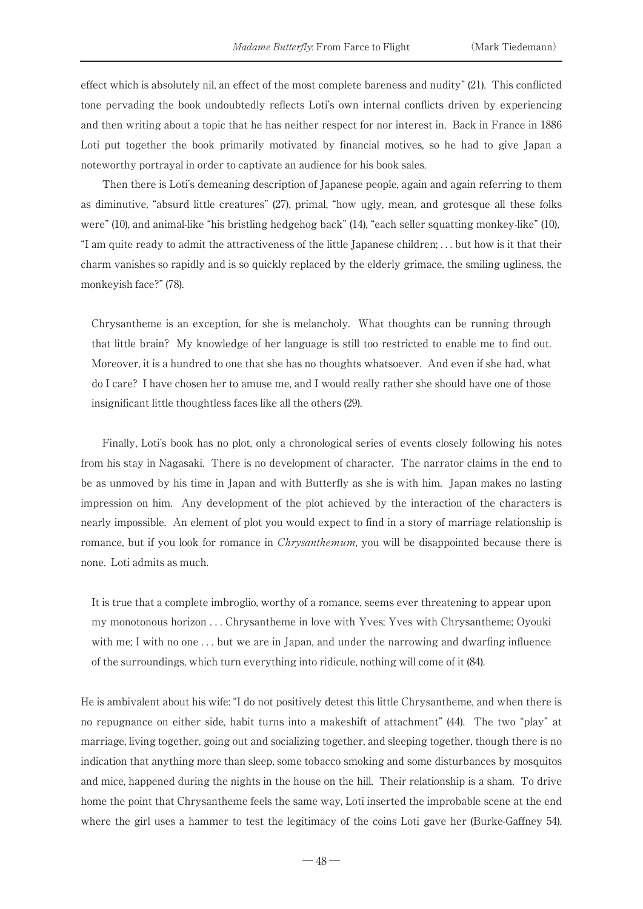effect which is absolutely nil, an effect of the most complete bareness and nudity" (21). This conflicted tone pervading the book undoubtedly reflects Loti's own internal conflicts driven by experiencing and then writing about a topic that he has neither respect for nor interest in. Back in France in 1886 Loti put together the book primarily motivated by financial motives, so he had to give Japan a noteworthy portrayal in order to captivate an audience for his book sales.

Then there is Loti's demeaning description of Japanese people, again and again referring to them as diminutive, "absurd little creatures" (27), primal, "how ugly, mean, and grotesque all these folks were" (10), and animal-like "his bristling hedgehog back" (14), "each seller squatting monkey-like" (10), "I am quite ready to admit the attractiveness of the little Japanese children; . . . but how is it that their charm vanishes so rapidly and is so quickly replaced by the elderly grimace, the smiling ugliness, the monkeyish face?" (78).

> Chrysantheme is an exception, for she is melancholy. What thoughts can be running through that little brain? My knowledge of her language is still too restricted to enable me to find out. Moreover, it is a hundred to one that she has no thoughts whatsoever. And even if she had, what do I care? I have chosen her to amuse me, and I would really rather she should have one of those insignificant little thoughtless faces like all the others (29).

Finally, Loti's book has no plot, only a chronological series of events closely following his notes from his stay in Nagasaki. There is no development of character. The narrator claims in the end to be as unmoved by his time in Japan and with Butterfly as she is with him. Japan makes no lasting impression on him. Any development of the plot achieved by the interaction of the characters is nearly impossible. An element of plot you would expect to find in a story of marriage relationship is romance, but if you look for romance in *Chrysanthemum*, you will be disappointed because there is none. Loti admits as much.

> It is true that a complete imbroglio, worthy of a romance, seems ever threatening to appear upon my monotonous horizon . . . Chrysantheme in love with Yves; Yves with Chrysantheme; Oyouki with me; I with no one . . . but we are in Japan, and under the narrowing and dwarfing influence of the surroundings, which turn everything into ridicule, nothing will come of it (84).

He is ambivalent about his wife: "I do not positively detest this little Chrysantheme, and when there is no repugnance on either side, habit turns into a makeshift of attachment" (44). The two "play" at marriage, living together, going out and socializing together, and sleeping together, though there is no indication that anything more than sleep, some tobacco smoking and some disturbances by mosquitos and mice, happened during the nights in the house on the hill. Their relationship is a sham. To drive home the point that Chrysantheme feels the same way, Loti inserted the improbable scene at the end where the girl uses a hammer to test the legitimacy of the coins Loti gave her (Burke-Gaffney 54).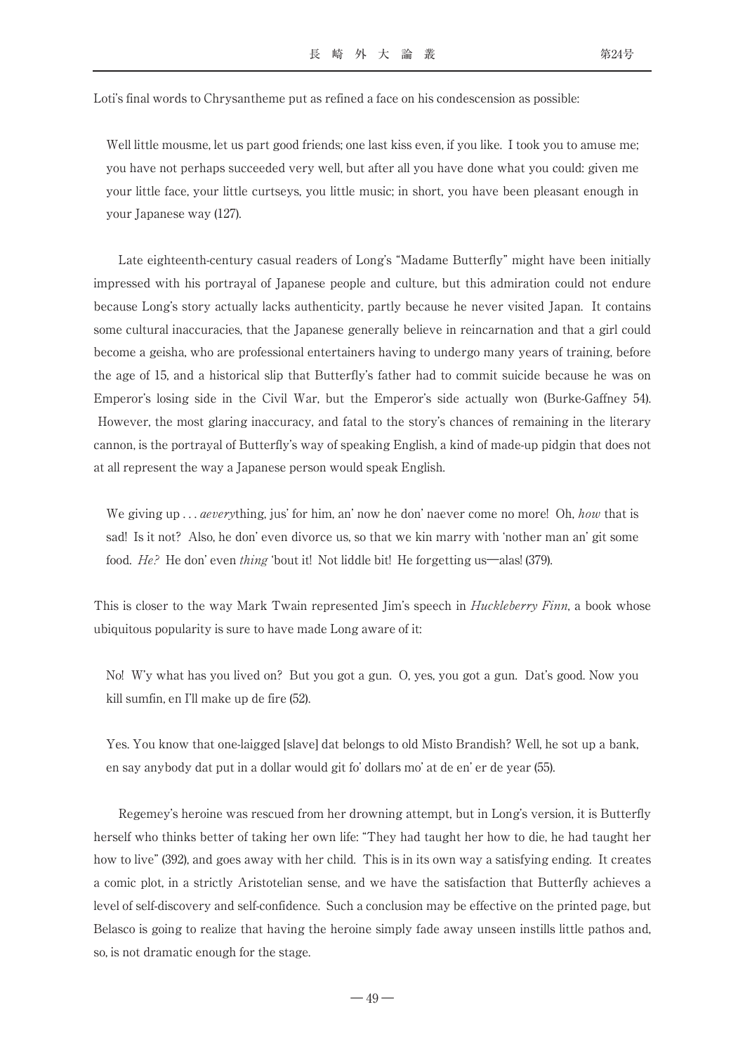Loti's final words to Chrysantheme put as refined a face on his condescension as possible:

> Well little mousme, let us part good friends; one last kiss even, if you like. I took you to amuse me; you have not perhaps succeeded very well, but after all you have done what you could: given me your little face, your little curtseys, you little music; in short, you have been pleasant enough in your Japanese way (127).

Late eighteenth-century casual readers of Long's "Madame Butterfly" might have been initially impressed with his portrayal of Japanese people and culture, but this admiration could not endure because Long's story actually lacks authenticity, partly because he never visited Japan. It contains some cultural inaccuracies, that the Japanese generally believe in reincarnation and that a girl could become a geisha, who are professional entertainers having to undergo many years of training, before the age of 15, and a historical slip that Butterfly's father had to commit suicide because he was on Emperor's losing side in the Civil War, but the Emperor's side actually won (Burke-Gaffney 54). However, the most glaring inaccuracy, and fatal to the story's chances of remaining in the literary cannon, is the portrayal of Butterfly's way of speaking English, a kind of made-up pidgin that does not at all represent the way a Japanese person would speak English.

> We giving up . . . *aevery*thing, jus' for him, an' now he don' naever come no more! Oh, *how* that is sad! Is it not? Also, he don' even divorce us, so that we kin marry with 'nother man an' git some food. *He?* He don' even *thing* 'bout it! Not liddle bit! He forgetting us—alas! (379).

This is closer to the way Mark Twain represented Jim's speech in *Huckleberry Finn*, a book whose ubiquitous popularity is sure to have made Long aware of it:

> No! W'y what has you lived on? But you got a gun. O, yes, you got a gun. Dat's good. Now you kill sumfin, en I'll make up de fire (52).

> Yes. You know that one-laigged [slave] dat belongs to old Misto Brandish? Well, he sot up a bank, en say anybody dat put in a dollar would git fo' dollars mo' at de en' er de year (55).

Regemey's heroine was rescued from her drowning attempt, but in Long's version, it is Butterfly herself who thinks better of taking her own life: "They had taught her how to die, he had taught her how to live" (392), and goes away with her child. This is in its own way a satisfying ending. It creates a comic plot, in a strictly Aristotelian sense, and we have the satisfaction that Butterfly achieves a level of self-discovery and self-confidence. Such a conclusion may be effective on the printed page, but Belasco is going to realize that having the heroine simply fade away unseen instills little pathos and, so, is not dramatic enough for the stage.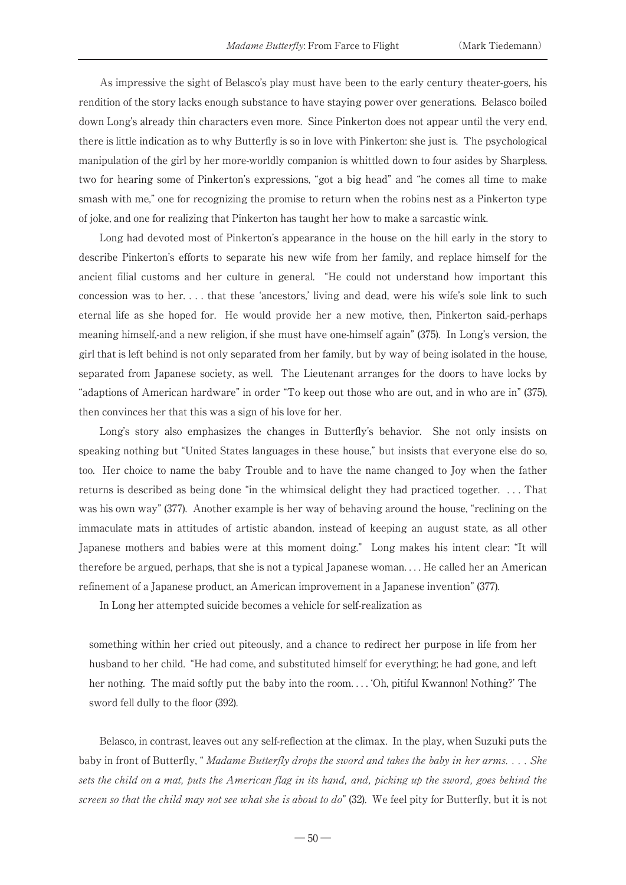As impressive the sight of Belasco's play must have been to the early century theater-goers, his rendition of the story lacks enough substance to have staying power over generations. Belasco boiled down Long's already thin characters even more. Since Pinkerton does not appear until the very end, there is little indication as to why Butterfly is so in love with Pinkerton: she just is. The psychological manipulation of the girl by her more-worldly companion is whittled down to four asides by Sharpless, two for hearing some of Pinkerton's expressions, "got a big head" and "he comes all time to make smash with me," one for recognizing the promise to return when the robins nest as a Pinkerton type of joke, and one for realizing that Pinkerton has taught her how to make a sarcastic wink.

Long had devoted most of Pinkerton's appearance in the house on the hill early in the story to describe Pinkerton's efforts to separate his new wife from her family, and replace himself for the ancient filial customs and her culture in general. "He could not understand how important this concession was to her. . . . that these 'ancestors,' living and dead, were his wife's sole link to such eternal life as she hoped for. He would provide her a new motive, then, Pinkerton said,-perhaps meaning himself,-and a new religion, if she must have one-himself again" (375). In Long's version, the girl that is left behind is not only separated from her family, but by way of being isolated in the house, separated from Japanese society, as well. The Lieutenant arranges for the doors to have locks by "adaptions of American hardware" in order "To keep out those who are out, and in who are in" (375), then convinces her that this was a sign of his love for her.

Long's story also emphasizes the changes in Butterfly's behavior. She not only insists on speaking nothing but "United States languages in these house," but insists that everyone else do so, too. Her choice to name the baby Trouble and to have the name changed to Joy when the father returns is described as being done "in the whimsical delight they had practiced together. . . . That was his own way" (377). Another example is her way of behaving around the house, "reclining on the immaculate mats in attitudes of artistic abandon, instead of keeping an august state, as all other Japanese mothers and babies were at this moment doing." Long makes his intent clear: "It will therefore be argued, perhaps, that she is not a typical Japanese woman. . . . He called her an American refinement of a Japanese product, an American improvement in a Japanese invention" (377).

In Long her attempted suicide becomes a vehicle for self-realization as

> something within her cried out piteously, and a chance to redirect her purpose in life from her husband to her child. "He had come, and substituted himself for everything; he had gone, and left her nothing. The maid softly put the baby into the room. . . . 'Oh, pitiful Kwannon! Nothing?' The sword fell dully to the floor (392).

Belasco, in contrast, leaves out any self-reflection at the climax. In the play, when Suzuki puts the baby in front of Butterfly, "*Madame Butterfly drops the sword and takes the baby in her arms. . . . She sets the child on a mat, puts the American flag in its hand, and, picking up the sword, goes behind the screen so that the child may not see what she is about to do*" (32). We feel pity for Butterfly, but it is not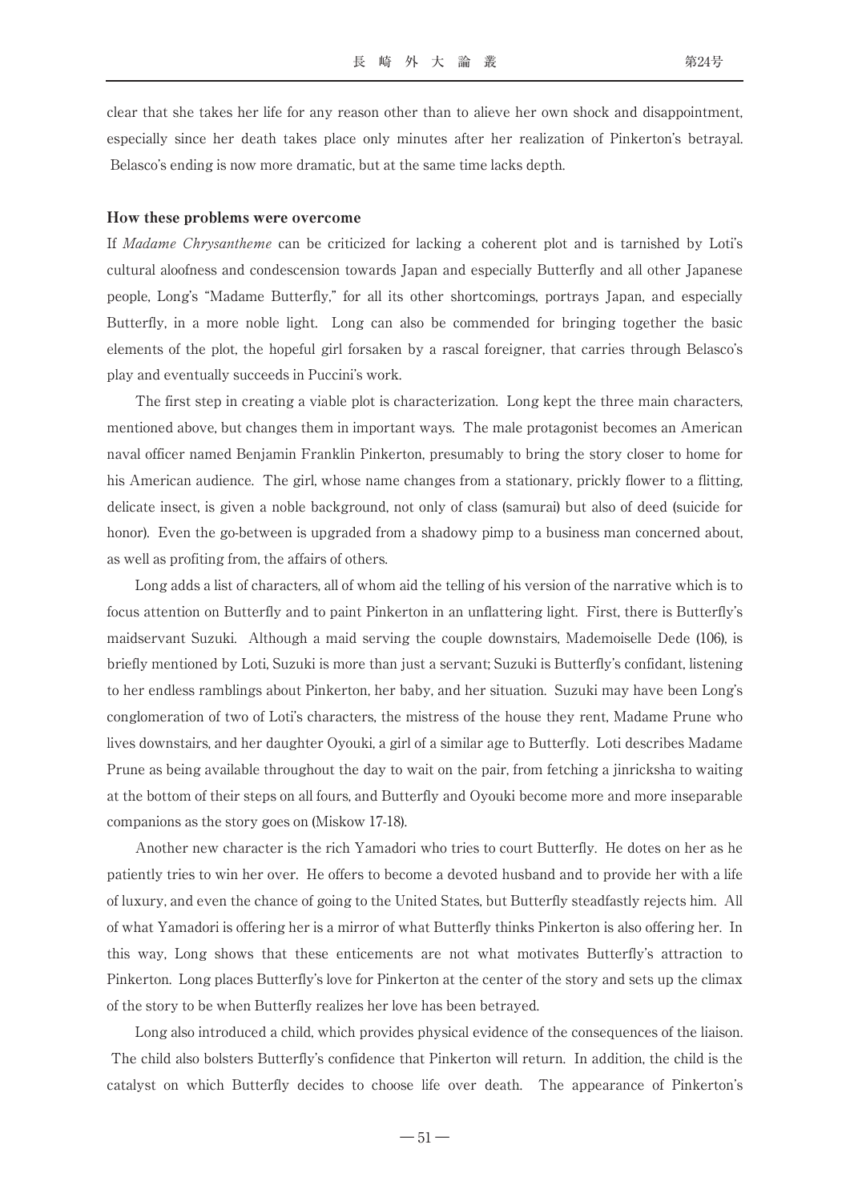clear that she takes her life for any reason other than to alieve her own shock and disappointment, especially since her death takes place only minutes after her realization of Pinkerton's betrayal. Belasco's ending is now more dramatic, but at the same time lacks depth.

**How these problems were overcome**

If *Madame Chrysantheme* can be criticized for lacking a coherent plot and is tarnished by Loti's cultural aloofness and condescension towards Japan and especially Butterfly and all other Japanese people, Long's "Madame Butterfly," for all its other shortcomings, portrays Japan, and especially Butterfly, in a more noble light. Long can also be commended for bringing together the basic elements of the plot, the hopeful girl forsaken by a rascal foreigner, that carries through Belasco's play and eventually succeeds in Puccini's work.

The first step in creating a viable plot is characterization. Long kept the three main characters, mentioned above, but changes them in important ways. The male protagonist becomes an American naval officer named Benjamin Franklin Pinkerton, presumably to bring the story closer to home for his American audience. The girl, whose name changes from a stationary, prickly flower to a flitting, delicate insect, is given a noble background, not only of class (samurai) but also of deed (suicide for honor). Even the go-between is upgraded from a shadowy pimp to a business man concerned about, as well as profiting from, the affairs of others.

Long adds a list of characters, all of whom aid the telling of his version of the narrative which is to focus attention on Butterfly and to paint Pinkerton in an unflattering light. First, there is Butterfly's maidservant Suzuki. Although a maid serving the couple downstairs, Mademoiselle Dede (106), is briefly mentioned by Loti, Suzuki is more than just a servant; Suzuki is Butterfly's confidant, listening to her endless ramblings about Pinkerton, her baby, and her situation. Suzuki may have been Long's conglomeration of two of Loti's characters, the mistress of the house they rent, Madame Prune who lives downstairs, and her daughter Oyouki, a girl of a similar age to Butterfly. Loti describes Madame Prune as being available throughout the day to wait on the pair, from fetching a jinricksha to waiting at the bottom of their steps on all fours, and Butterfly and Oyouki become more and more inseparable companions as the story goes on (Miskow 17-18).

Another new character is the rich Yamadori who tries to court Butterfly. He dotes on her as he patiently tries to win her over. He offers to become a devoted husband and to provide her with a life of luxury, and even the chance of going to the United States, but Butterfly steadfastly rejects him. All of what Yamadori is offering her is a mirror of what Butterfly thinks Pinkerton is also offering her. In this way, Long shows that these enticements are not what motivates Butterfly's attraction to Pinkerton. Long places Butterfly's love for Pinkerton at the center of the story and sets up the climax of the story to be when Butterfly realizes her love has been betrayed.

Long also introduced a child, which provides physical evidence of the consequences of the liaison. The child also bolsters Butterfly's confidence that Pinkerton will return. In addition, the child is the catalyst on which Butterfly decides to choose life over death. The appearance of Pinkerton's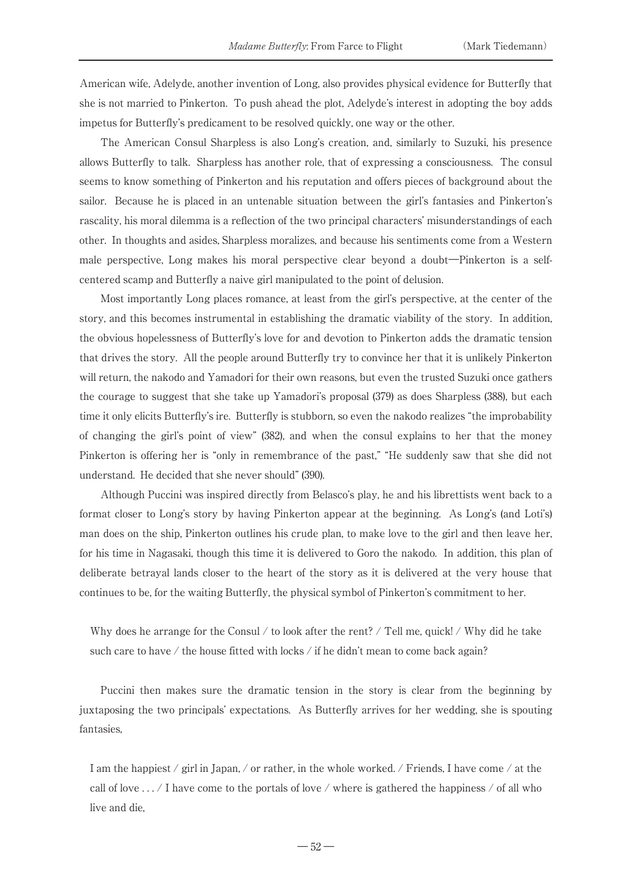American wife, Adelyde, another invention of Long, also provides physical evidence for Butterfly that she is not married to Pinkerton. To push ahead the plot, Adelyde's interest in adopting the boy adds impetus for Butterfly's predicament to be resolved quickly, one way or the other.

The American Consul Sharpless is also Long's creation, and, similarly to Suzuki, his presence allows Butterfly to talk. Sharpless has another role, that of expressing a consciousness. The consul seems to know something of Pinkerton and his reputation and offers pieces of background about the sailor. Because he is placed in an untenable situation between the girl's fantasies and Pinkerton's rascality, his moral dilemma is a reflection of the two principal characters' misunderstandings of each other. In thoughts and asides, Sharpless moralizes, and because his sentiments come from a Western male perspective, Long makes his moral perspective clear beyond a doubt—Pinkerton is a self-centered scamp and Butterfly a naive girl manipulated to the point of delusion.

Most importantly Long places romance, at least from the girl's perspective, at the center of the story, and this becomes instrumental in establishing the dramatic viability of the story. In addition, the obvious hopelessness of Butterfly's love for and devotion to Pinkerton adds the dramatic tension that drives the story. All the people around Butterfly try to convince her that it is unlikely Pinkerton will return, the nakodo and Yamadori for their own reasons, but even the trusted Suzuki once gathers the courage to suggest that she take up Yamadori's proposal (379) as does Sharpless (388), but each time it only elicits Butterfly's ire. Butterfly is stubborn, so even the nakodo realizes "the improbability of changing the girl's point of view" (382), and when the consul explains to her that the money Pinkerton is offering her is "only in remembrance of the past," "He suddenly saw that she did not understand. He decided that she never should" (390).

Although Puccini was inspired directly from Belasco's play, he and his librettists went back to a format closer to Long's story by having Pinkerton appear at the beginning. As Long's (and Loti's) man does on the ship, Pinkerton outlines his crude plan, to make love to the girl and then leave her, for his time in Nagasaki, though this time it is delivered to Goro the nakodo. In addition, this plan of deliberate betrayal lands closer to the heart of the story as it is delivered at the very house that continues to be, for the waiting Butterfly, the physical symbol of Pinkerton's commitment to her.

> Why does he arrange for the Consul / to look after the rent? / Tell me, quick! / Why did he take such care to have / the house fitted with locks / if he didn't mean to come back again?

Puccini then makes sure the dramatic tension in the story is clear from the beginning by juxtaposing the two principals' expectations. As Butterfly arrives for her wedding, she is spouting fantasies,

> I am the happiest / girl in Japan, / or rather, in the whole worked. / Friends, I have come / at the call of love . . . / I have come to the portals of love / where is gathered the happiness / of all who live and die,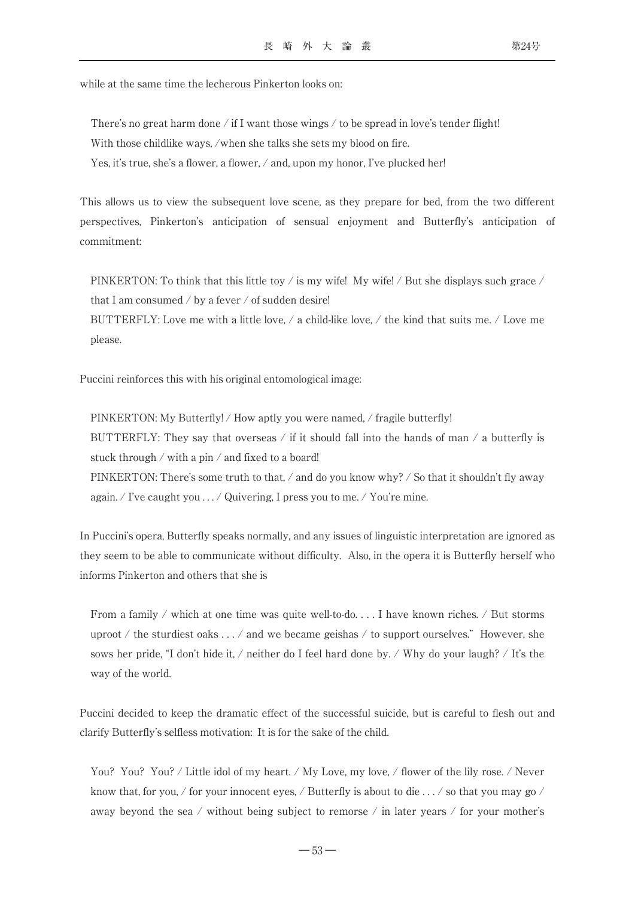while at the same time the lecherous Pinkerton looks on:

> There's no great harm done / if I want those wings / to be spread in love's tender flight!
> With those childlike ways, /when she talks she sets my blood on fire.
> Yes, it's true, she's a flower, a flower, / and, upon my honor, I've plucked her!

This allows us to view the subsequent love scene, as they prepare for bed, from the two different perspectives, Pinkerton's anticipation of sensual enjoyment and Butterfly's anticipation of commitment:

> PINKERTON: To think that this little toy / is my wife! My wife! / But she displays such grace / that I am consumed / by a fever / of sudden desire!
> BUTTERFLY: Love me with a little love, / a child-like love, / the kind that suits me. / Love me please.

Puccini reinforces this with his original entomological image:

> PINKERTON: My Butterfly! / How aptly you were named, / fragile butterfly!
> BUTTERFLY: They say that overseas / if it should fall into the hands of man / a butterfly is stuck through / with a pin / and fixed to a board!
> PINKERTON: There's some truth to that, / and do you know why? / So that it shouldn't fly away again. / I've caught you . . . / Quivering, I press you to me. / You're mine.

In Puccini's opera, Butterfly speaks normally, and any issues of linguistic interpretation are ignored as they seem to be able to communicate without difficulty. Also, in the opera it is Butterfly herself who informs Pinkerton and others that she is

> From a family / which at one time was quite well-to-do. . . . I have known riches. / But storms uproot / the sturdiest oaks . . . / and we became geishas / to support ourselves." However, she sows her pride, "I don't hide it, / neither do I feel hard done by. / Why do your laugh? / It's the way of the world.

Puccini decided to keep the dramatic effect of the successful suicide, but is careful to flesh out and clarify Butterfly's selfless motivation: It is for the sake of the child.

> You? You? You? / Little idol of my heart. / My Love, my love, / flower of the lily rose. / Never know that, for you, / for your innocent eyes, / Butterfly is about to die . . . / so that you may go / away beyond the sea / without being subject to remorse / in later years / for your mother's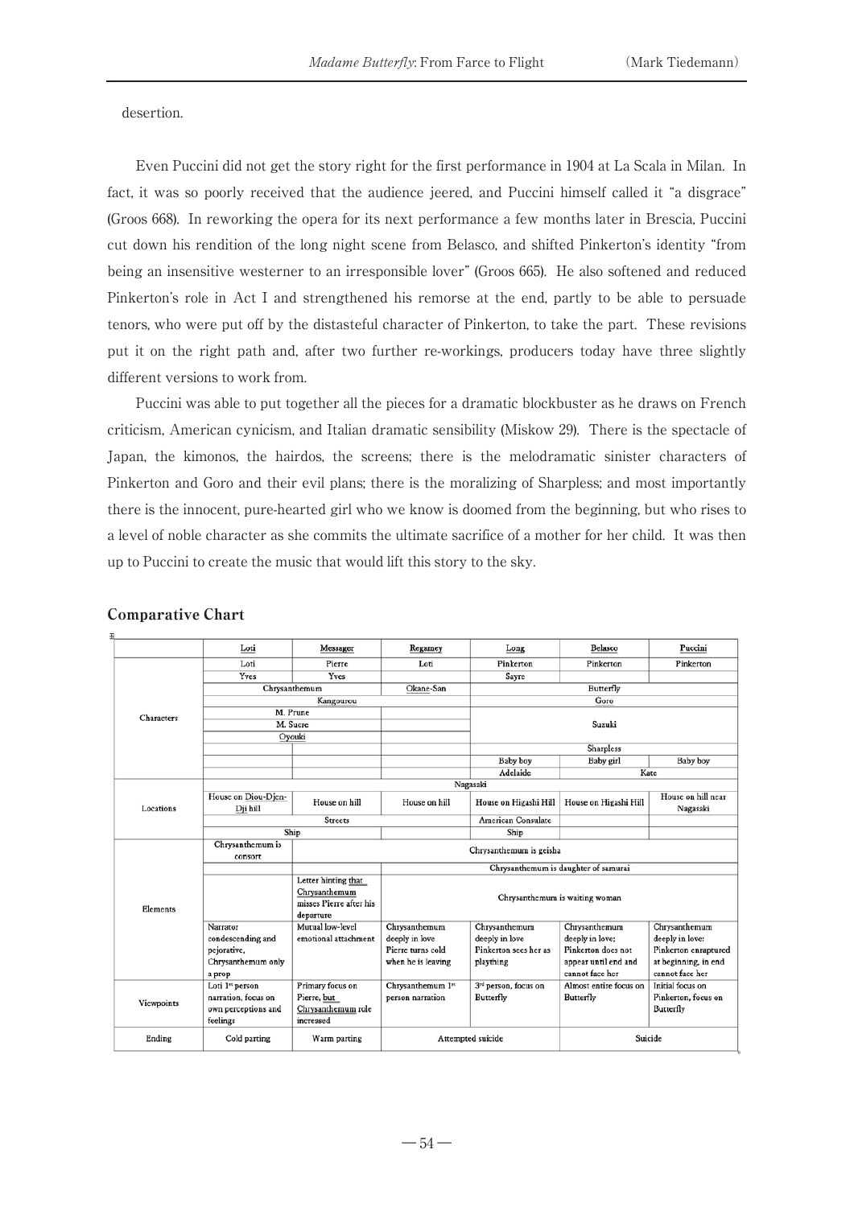desertion.

Even Puccini did not get the story right for the first performance in 1904 at La Scala in Milan. In fact, it was so poorly received that the audience jeered, and Puccini himself called it "a disgrace" (Groos 668). In reworking the opera for its next performance a few months later in Brescia, Puccini cut down his rendition of the long night scene from Belasco, and shifted Pinkerton's identity "from being an insensitive westerner to an irresponsible lover" (Groos 665). He also softened and reduced Pinkerton's role in Act I and strengthened his remorse at the end, partly to be able to persuade tenors, who were put off by the distasteful character of Pinkerton, to take the part. These revisions put it on the right path and, after two further re-workings, producers today have three slightly different versions to work from.

Puccini was able to put together all the pieces for a dramatic blockbuster as he draws on French criticism, American cynicism, and Italian dramatic sensibility (Miskow 29). There is the spectacle of Japan, the kimonos, the hairdos, the screens; there is the melodramatic sinister characters of Pinkerton and Goro and their evil plans; there is the moralizing of Sharpless; and most importantly there is the innocent, pure-hearted girl who we know is doomed from the beginning, but who rises to a level of noble character as she commits the ultimate sacrifice of a mother for her child. It was then up to Puccini to create the music that would lift this story to the sky.

## Comparative Chart

| | Loti | Messager | Regamey | Long | Belasco | Puccini |
|---|---|---|---|---|---|---|
| Characters | Loti | Pierre | Loti | Pinkerton | Pinkerton | Pinkerton |
| | Yves | Yves | | Sayre | | |
| | Chrysanthemum | Chrysanthemum | Okane-San | Butterfly | Butterfly | Butterfly |
| | Kangourou | Kangourou | | Goro | Goro | Goro |
| | M. Prune | M. Prune | | Suzuki | Suzuki | Suzuki |
| | M. Sucre | M. Sucre | | | | |
| | Oyouki | Oyouki | | | | |
| | | | | Sharpless | Sharpless | Sharpless |
| | | | | Baby boy | Baby girl | Baby boy |
| | | | | Adelaide | Kate | Kate |
| Locations | Nagasaki | Nagasaki | Nagasaki | Nagasaki | Nagasaki | Nagasaki |
| | House on Diou-Djen-Dji hill | House on hill | House on hill | House on Higashi Hill | House on Higashi Hill | House on hill near Nagasaki |
| | Streets | Streets | | American Consulate | | |
| | Ship | Ship | | Ship | | |
| Elements | Chrysanthemum is consort | Chrysanthemum is geisha | Chrysanthemum is geisha | Chrysanthemum is geisha | Chrysanthemum is geisha | Chrysanthemum is geisha |
| | | | Chrysanthemum is daughter of samurai | Chrysanthemum is daughter of samurai | Chrysanthemum is daughter of samurai | Chrysanthemum is daughter of samurai |
| | | Letter hinting that Chrysanthemum misses Pierre after his departure | Chrysanthemum is waiting woman | Chrysanthemum is waiting woman | Chrysanthemum is waiting woman | Chrysanthemum is waiting woman |
| | Narrator condescending and pejorative, Chrysanthemum only a prop | Mutual low-level emotional attachment | Chrysanthemum deeply in love Pierre turns cold when he is leaving | Chrysanthemum deeply in love Pinkerton sees her as plaything | Chrysanthemum deeply in love; Pinkerton does not appear until end and cannot face her | Chrysanthemum deeply in love; Pinkerton enraptured at beginning, in end cannot face her |
| Viewpoints | Loti 1st person narration, focus on own perceptions and feelings | Primary focus on Pierre, but Chrysanthemum role increased | Chrysanthemum 1st person narration | 3rd person, focus on Butterfly | Almost entire focus on Butterfly | Initial focus on Pinkerton, focus on Butterfly |
| Ending | Cold parting | Warm parting | Attempted suicide | Attempted suicide | Suicide | Suicide |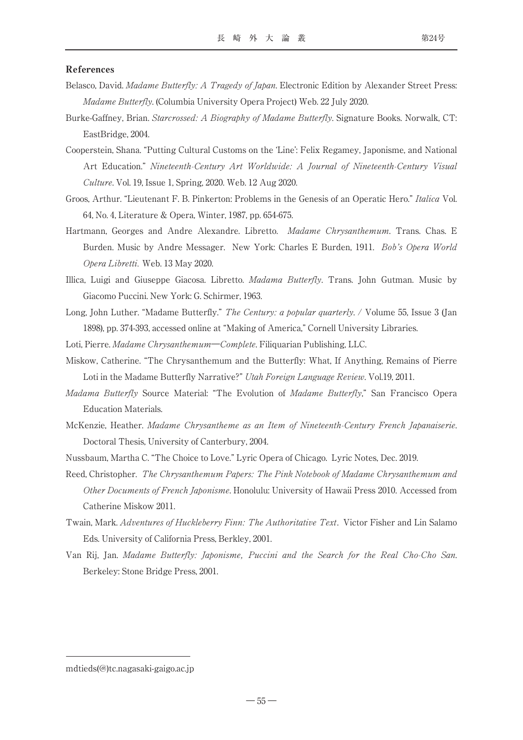**References**

Belasco, David. *Madame Butterfly: A Tragedy of Japan*. Electronic Edition by Alexander Street Press: *Madame Butterfly*. (Columbia University Opera Project) Web. 22 July 2020.

Burke-Gaffney, Brian. *Starcrossed: A Biography of Madame Butterfly*. Signature Books. Norwalk, CT: EastBridge, 2004.

Cooperstein, Shana. "Putting Cultural Customs on the 'Line': Felix Regamey, Japonisme, and National Art Education." *Nineteenth-Century Art Worldwide: A Journal of Nineteenth-Century Visual Culture*. Vol. 19, Issue 1, Spring, 2020. Web. 12 Aug 2020.

Groos, Arthur. "Lieutenant F. B. Pinkerton: Problems in the Genesis of an Operatic Hero." *Italica* Vol. 64, No. 4, Literature & Opera, Winter, 1987, pp. 654-675.

Hartmann, Georges and Andre Alexandre. Libretto. *Madame Chrysanthemum*. Trans. Chas. E Burden. Music by Andre Messager. New York: Charles E Burden, 1911. *Bob's Opera World Opera Libretti.* Web. 13 May 2020.

Illica, Luigi and Giuseppe Giacosa. Libretto. *Madama Butterfly*. Trans. John Gutman. Music by Giacomo Puccini. New York: G. Schirmer, 1963.

Long, John Luther. "Madame Butterfly." *The Century: a popular quarterly*. / Volume 55, Issue 3 (Jan 1898), pp. 374-393, accessed online at "Making of America," Cornell University Libraries.

Loti, Pierre. *Madame Chrysanthemum—Complete*. Filiquarian Publishing, LLC.

Miskow, Catherine. "The Chrysanthemum and the Butterfly: What, If Anything, Remains of Pierre Loti in the Madame Butterfly Narrative?" *Utah Foreign Language Review*. Vol.19, 2011.

*Madama Butterfly* Source Material: "The Evolution of *Madame Butterfly*," San Francisco Opera Education Materials.

McKenzie, Heather. *Madame Chrysantheme as an Item of Nineteenth-Century French Japanaiserie*. Doctoral Thesis, University of Canterbury, 2004.

Nussbaum, Martha C. "The Choice to Love." Lyric Opera of Chicago. Lyric Notes, Dec. 2019.

Reed, Christopher. *The Chrysanthemum Papers: The Pink Notebook of Madame Chrysanthemum and Other Documents of French Japonisme*. Honolulu: University of Hawaii Press 2010. Accessed from Catherine Miskow 2011.

Twain, Mark. *Adventures of Huckleberry Finn: The Authoritative Text*. Victor Fisher and Lin Salamo Eds. University of California Press, Berkley, 2001.

Van Rij, Jan. *Madame Butterfly: Japonisme, Puccini and the Search for the Real Cho-Cho San*. Berkeley: Stone Bridge Press, 2001.

---

mdtieds(@)tc.nagasaki-gaigo.ac.jp